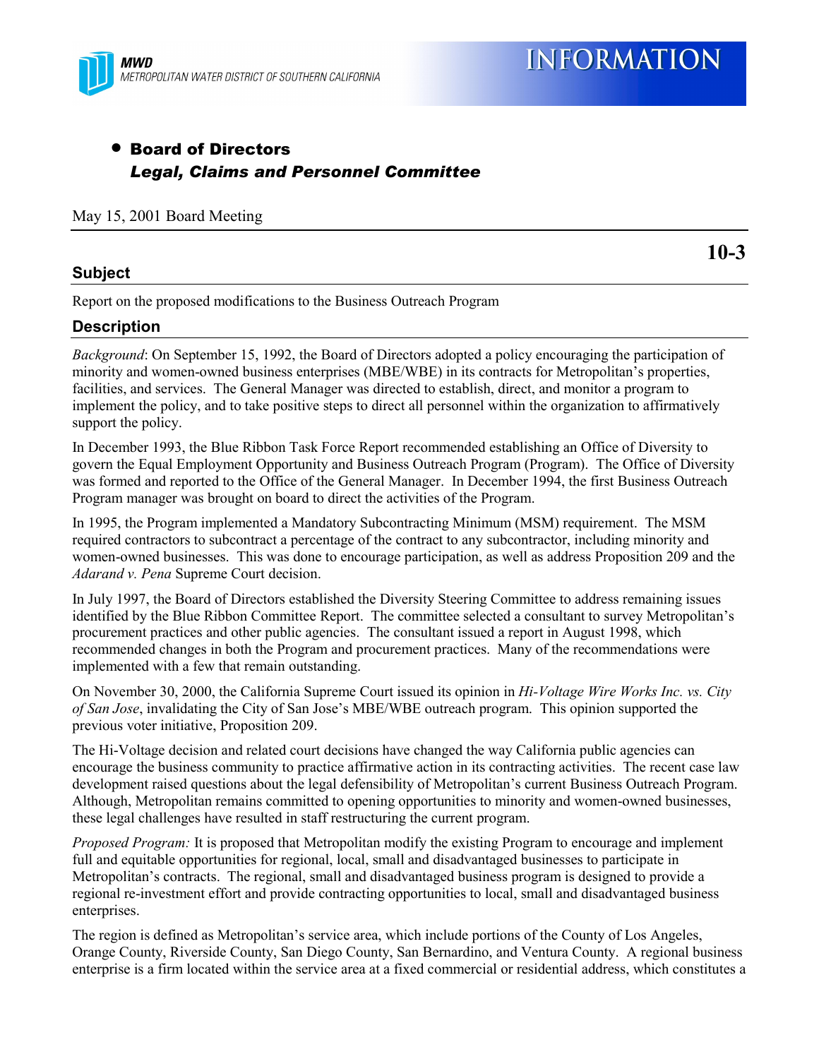MWD
METROPOLITAN WATER DISTRICT OF SOUTHERN CALIFORNIA

# INFORMATION

- **Board of Directors**
  ***Legal, Claims and Personnel Committee***

May 15, 2001 Board Meeting

**10-3**

## Subject

Report on the proposed modifications to the Business Outreach Program

## Description

*Background*: On September 15, 1992, the Board of Directors adopted a policy encouraging the participation of minority and women-owned business enterprises (MBE/WBE) in its contracts for Metropolitan's properties, facilities, and services. The General Manager was directed to establish, direct, and monitor a program to implement the policy, and to take positive steps to direct all personnel within the organization to affirmatively support the policy.

In December 1993, the Blue Ribbon Task Force Report recommended establishing an Office of Diversity to govern the Equal Employment Opportunity and Business Outreach Program (Program). The Office of Diversity was formed and reported to the Office of the General Manager. In December 1994, the first Business Outreach Program manager was brought on board to direct the activities of the Program.

In 1995, the Program implemented a Mandatory Subcontracting Minimum (MSM) requirement. The MSM required contractors to subcontract a percentage of the contract to any subcontractor, including minority and women-owned businesses. This was done to encourage participation, as well as address Proposition 209 and the *Adarand v. Pena* Supreme Court decision.

In July 1997, the Board of Directors established the Diversity Steering Committee to address remaining issues identified by the Blue Ribbon Committee Report. The committee selected a consultant to survey Metropolitan's procurement practices and other public agencies. The consultant issued a report in August 1998, which recommended changes in both the Program and procurement practices. Many of the recommendations were implemented with a few that remain outstanding.

On November 30, 2000, the California Supreme Court issued its opinion in *Hi-Voltage Wire Works Inc. vs. City of San Jose*, invalidating the City of San Jose's MBE/WBE outreach program. This opinion supported the previous voter initiative, Proposition 209.

The Hi-Voltage decision and related court decisions have changed the way California public agencies can encourage the business community to practice affirmative action in its contracting activities. The recent case law development raised questions about the legal defensibility of Metropolitan's current Business Outreach Program. Although, Metropolitan remains committed to opening opportunities to minority and women-owned businesses, these legal challenges have resulted in staff restructuring the current program.

*Proposed Program:* It is proposed that Metropolitan modify the existing Program to encourage and implement full and equitable opportunities for regional, local, small and disadvantaged businesses to participate in Metropolitan's contracts. The regional, small and disadvantaged business program is designed to provide a regional re-investment effort and provide contracting opportunities to local, small and disadvantaged business enterprises.

The region is defined as Metropolitan's service area, which include portions of the County of Los Angeles, Orange County, Riverside County, San Diego County, San Bernardino, and Ventura County. A regional business enterprise is a firm located within the service area at a fixed commercial or residential address, which constitutes a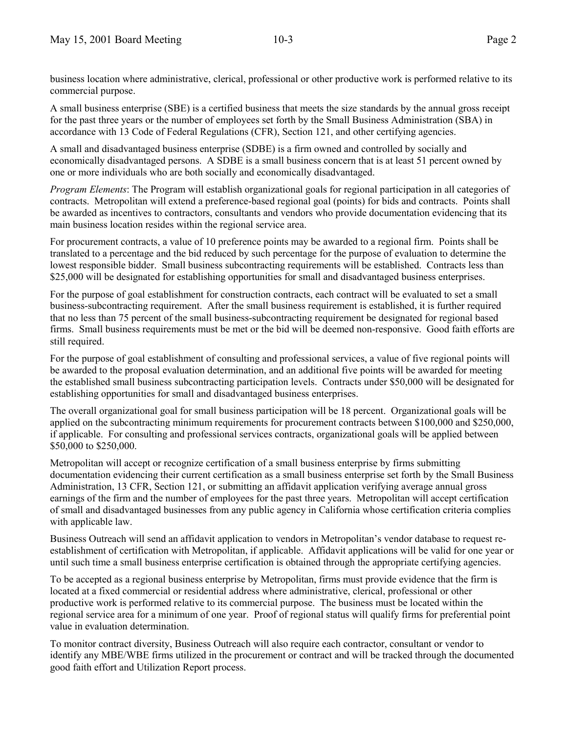business location where administrative, clerical, professional or other productive work is performed relative to its commercial purpose.

A small business enterprise (SBE) is a certified business that meets the size standards by the annual gross receipt for the past three years or the number of employees set forth by the Small Business Administration (SBA) in accordance with 13 Code of Federal Regulations (CFR), Section 121, and other certifying agencies.

A small and disadvantaged business enterprise (SDBE) is a firm owned and controlled by socially and economically disadvantaged persons. A SDBE is a small business concern that is at least 51 percent owned by one or more individuals who are both socially and economically disadvantaged.

*Program Elements*: The Program will establish organizational goals for regional participation in all categories of contracts. Metropolitan will extend a preference-based regional goal (points) for bids and contracts. Points shall be awarded as incentives to contractors, consultants and vendors who provide documentation evidencing that its main business location resides within the regional service area.

For procurement contracts, a value of 10 preference points may be awarded to a regional firm. Points shall be translated to a percentage and the bid reduced by such percentage for the purpose of evaluation to determine the lowest responsible bidder. Small business subcontracting requirements will be established. Contracts less than $25,000 will be designated for establishing opportunities for small and disadvantaged business enterprises.

For the purpose of goal establishment for construction contracts, each contract will be evaluated to set a small business-subcontracting requirement. After the small business requirement is established, it is further required that no less than 75 percent of the small business-subcontracting requirement be designated for regional based firms. Small business requirements must be met or the bid will be deemed non-responsive. Good faith efforts are still required.

For the purpose of goal establishment of consulting and professional services, a value of five regional points will be awarded to the proposal evaluation determination, and an additional five points will be awarded for meeting the established small business subcontracting participation levels. Contracts under $50,000 will be designated for establishing opportunities for small and disadvantaged business enterprises.

The overall organizational goal for small business participation will be 18 percent. Organizational goals will be applied on the subcontracting minimum requirements for procurement contracts between $100,000 and $250,000, if applicable. For consulting and professional services contracts, organizational goals will be applied between $50,000 to $250,000.

Metropolitan will accept or recognize certification of a small business enterprise by firms submitting documentation evidencing their current certification as a small business enterprise set forth by the Small Business Administration, 13 CFR, Section 121, or submitting an affidavit application verifying average annual gross earnings of the firm and the number of employees for the past three years. Metropolitan will accept certification of small and disadvantaged businesses from any public agency in California whose certification criteria complies with applicable law.

Business Outreach will send an affidavit application to vendors in Metropolitan's vendor database to request re-establishment of certification with Metropolitan, if applicable. Affidavit applications will be valid for one year or until such time a small business enterprise certification is obtained through the appropriate certifying agencies.

To be accepted as a regional business enterprise by Metropolitan, firms must provide evidence that the firm is located at a fixed commercial or residential address where administrative, clerical, professional or other productive work is performed relative to its commercial purpose. The business must be located within the regional service area for a minimum of one year. Proof of regional status will qualify firms for preferential point value in evaluation determination.

To monitor contract diversity, Business Outreach will also require each contractor, consultant or vendor to identify any MBE/WBE firms utilized in the procurement or contract and will be tracked through the documented good faith effort and Utilization Report process.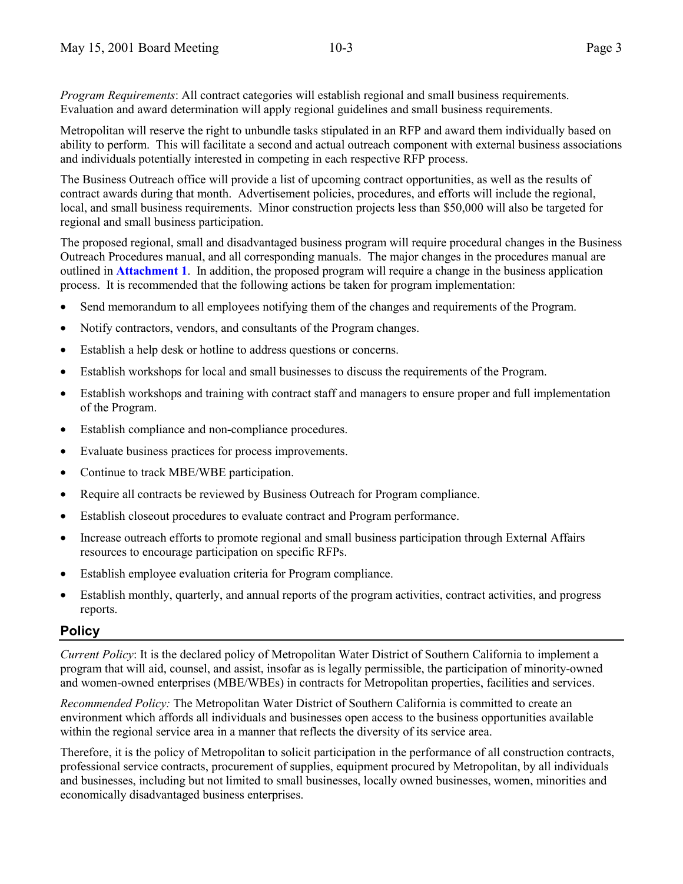*Program Requirements*: All contract categories will establish regional and small business requirements. Evaluation and award determination will apply regional guidelines and small business requirements.

Metropolitan will reserve the right to unbundle tasks stipulated in an RFP and award them individually based on ability to perform. This will facilitate a second and actual outreach component with external business associations and individuals potentially interested in competing in each respective RFP process.

The Business Outreach office will provide a list of upcoming contract opportunities, as well as the results of contract awards during that month. Advertisement policies, procedures, and efforts will include the regional, local, and small business requirements. Minor construction projects less than $50,000 will also be targeted for regional and small business participation.

The proposed regional, small and disadvantaged business program will require procedural changes in the Business Outreach Procedures manual, and all corresponding manuals. The major changes in the procedures manual are outlined in **Attachment 1**. In addition, the proposed program will require a change in the business application process. It is recommended that the following actions be taken for program implementation:

- Send memorandum to all employees notifying them of the changes and requirements of the Program.
- Notify contractors, vendors, and consultants of the Program changes.
- Establish a help desk or hotline to address questions or concerns.
- Establish workshops for local and small businesses to discuss the requirements of the Program.
- Establish workshops and training with contract staff and managers to ensure proper and full implementation of the Program.
- Establish compliance and non-compliance procedures.
- Evaluate business practices for process improvements.
- Continue to track MBE/WBE participation.
- Require all contracts be reviewed by Business Outreach for Program compliance.
- Establish closeout procedures to evaluate contract and Program performance.
- Increase outreach efforts to promote regional and small business participation through External Affairs resources to encourage participation on specific RFPs.
- Establish employee evaluation criteria for Program compliance.
- Establish monthly, quarterly, and annual reports of the program activities, contract activities, and progress reports.

## Policy

*Current Policy*: It is the declared policy of Metropolitan Water District of Southern California to implement a program that will aid, counsel, and assist, insofar as is legally permissible, the participation of minority-owned and women-owned enterprises (MBE/WBEs) in contracts for Metropolitan properties, facilities and services.

*Recommended Policy:* The Metropolitan Water District of Southern California is committed to create an environment which affords all individuals and businesses open access to the business opportunities available within the regional service area in a manner that reflects the diversity of its service area.

Therefore, it is the policy of Metropolitan to solicit participation in the performance of all construction contracts, professional service contracts, procurement of supplies, equipment procured by Metropolitan, by all individuals and businesses, including but not limited to small businesses, locally owned businesses, women, minorities and economically disadvantaged business enterprises.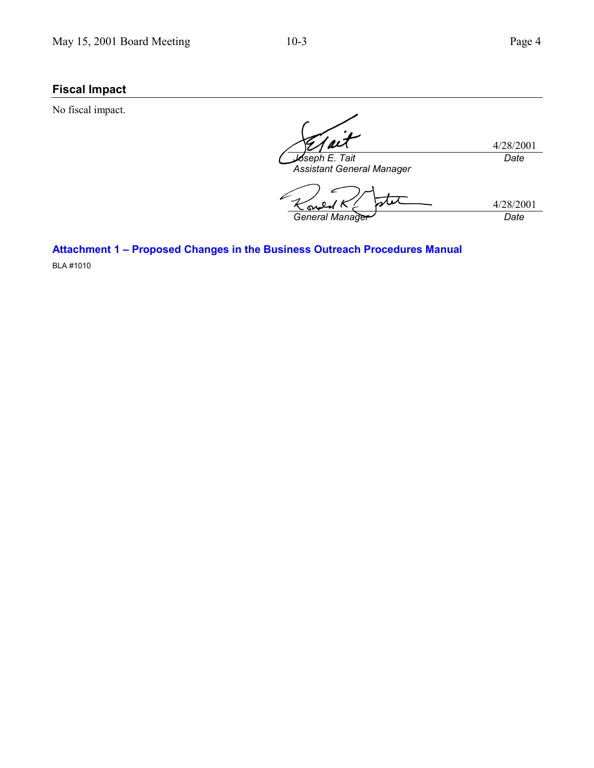## Fiscal Impact

No fiscal impact.

*Joseph E. Tait*
*Assistant General Manager*
4/28/2001
*Date*

*General Manager*
4/28/2001
*Date*

**Attachment 1 – Proposed Changes in the Business Outreach Procedures Manual**

BLA #1010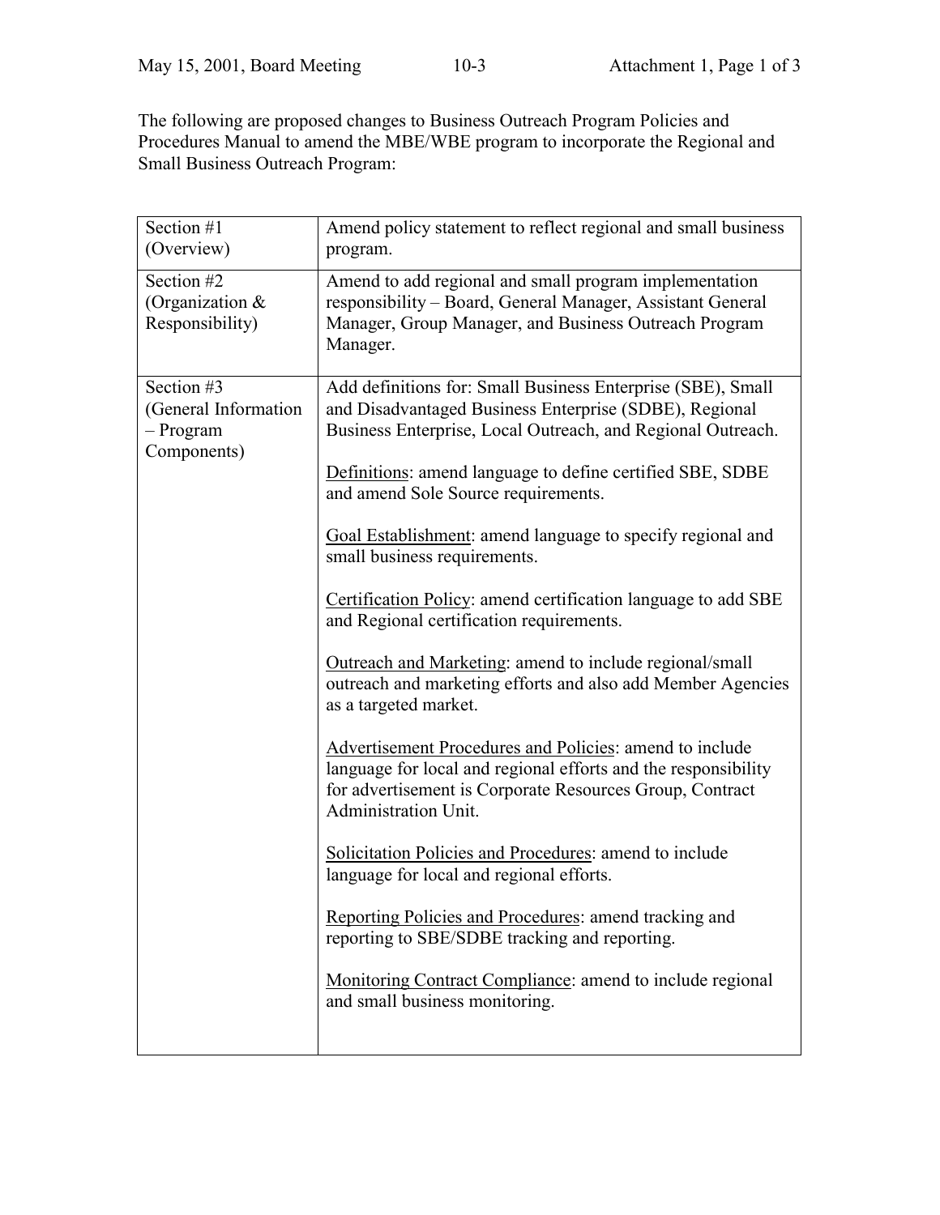The following are proposed changes to Business Outreach Program Policies and Procedures Manual to amend the MBE/WBE program to incorporate the Regional and Small Business Outreach Program:

| Section | Proposed Change |
|---|---|
| Section #1 (Overview) | Amend policy statement to reflect regional and small business program. |
| Section #2 (Organization & Responsibility) | Amend to add regional and small program implementation responsibility – Board, General Manager, Assistant General Manager, Group Manager, and Business Outreach Program Manager. |
| Section #3 (General Information – Program Components) | Add definitions for: Small Business Enterprise (SBE), Small and Disadvantaged Business Enterprise (SDBE), Regional Business Enterprise, Local Outreach, and Regional Outreach.<br><br><u>Definitions</u>: amend language to define certified SBE, SDBE and amend Sole Source requirements.<br><br><u>Goal Establishment</u>: amend language to specify regional and small business requirements.<br><br><u>Certification Policy</u>: amend certification language to add SBE and Regional certification requirements.<br><br><u>Outreach and Marketing</u>: amend to include regional/small outreach and marketing efforts and also add Member Agencies as a targeted market.<br><br><u>Advertisement Procedures and Policies</u>: amend to include language for local and regional efforts and the responsibility for advertisement is Corporate Resources Group, Contract Administration Unit.<br><br><u>Solicitation Policies and Procedures</u>: amend to include language for local and regional efforts.<br><br><u>Reporting Policies and Procedures</u>: amend tracking and reporting to SBE/SDBE tracking and reporting.<br><br><u>Monitoring Contract Compliance</u>: amend to include regional and small business monitoring. |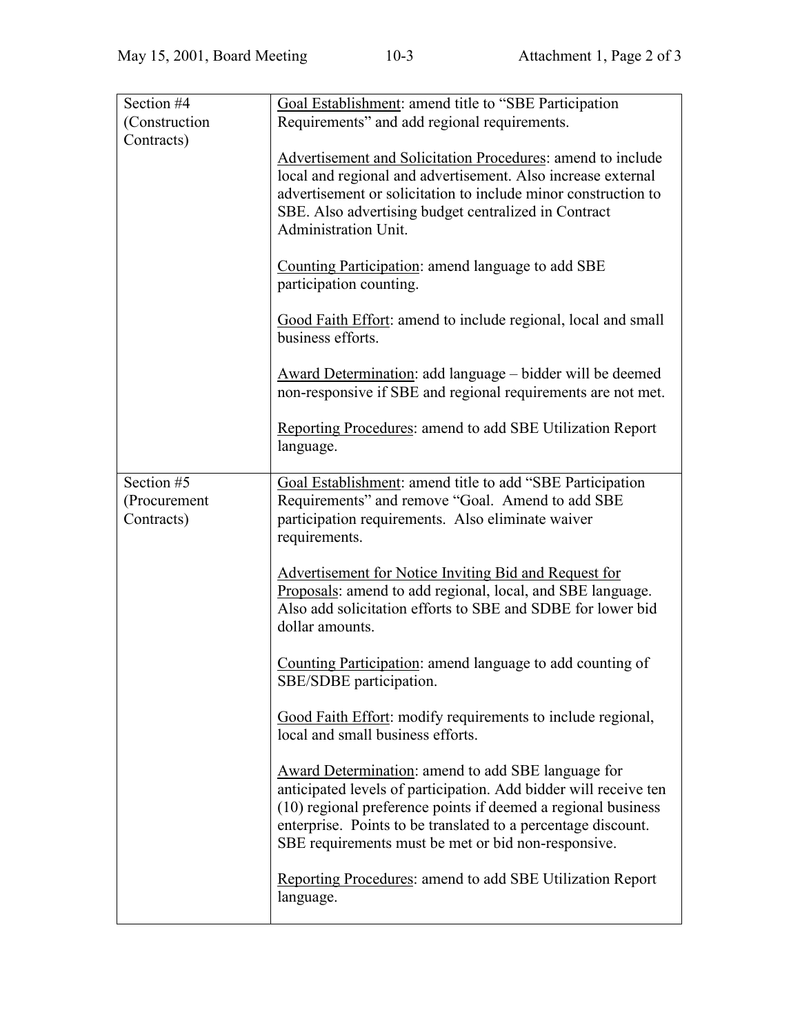| | |
|---|---|
| Section #4 (Construction Contracts) | Goal Establishment: amend title to "SBE Participation Requirements" and add regional requirements.<br><br>Advertisement and Solicitation Procedures: amend to include local and regional and advertisement. Also increase external advertisement or solicitation to include minor construction to SBE. Also advertising budget centralized in Contract Administration Unit.<br><br>Counting Participation: amend language to add SBE participation counting.<br><br>Good Faith Effort: amend to include regional, local and small business efforts.<br><br>Award Determination: add language – bidder will be deemed non-responsive if SBE and regional requirements are not met.<br><br>Reporting Procedures: amend to add SBE Utilization Report language. |
| Section #5 (Procurement Contracts) | Goal Establishment: amend title to add "SBE Participation Requirements" and remove "Goal. Amend to add SBE participation requirements. Also eliminate waiver requirements.<br><br>Advertisement for Notice Inviting Bid and Request for Proposals: amend to add regional, local, and SBE language. Also add solicitation efforts to SBE and SDBE for lower bid dollar amounts.<br><br>Counting Participation: amend language to add counting of SBE/SDBE participation.<br><br>Good Faith Effort: modify requirements to include regional, local and small business efforts.<br><br>Award Determination: amend to add SBE language for anticipated levels of participation. Add bidder will receive ten (10) regional preference points if deemed a regional business enterprise. Points to be translated to a percentage discount. SBE requirements must be met or bid non-responsive.<br><br>Reporting Procedures: amend to add SBE Utilization Report language. |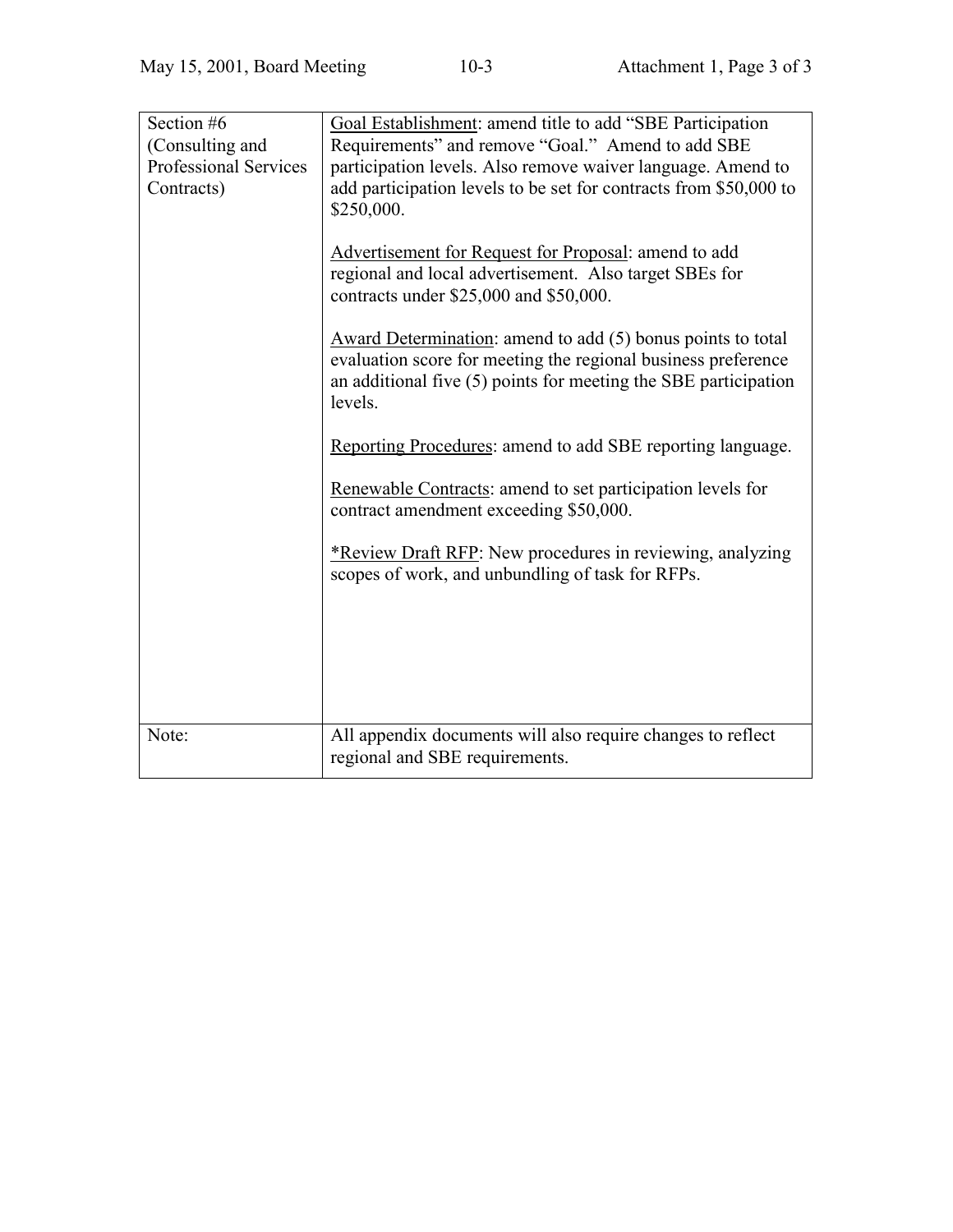| | |
|---|---|
| Section #6 (Consulting and Professional Services Contracts) | Goal Establishment: amend title to add "SBE Participation Requirements" and remove "Goal." Amend to add SBE participation levels. Also remove waiver language. Amend to add participation levels to be set for contracts from $50,000 to $250,000.<br><br>Advertisement for Request for Proposal: amend to add regional and local advertisement. Also target SBEs for contracts under $25,000 and $50,000.<br><br>Award Determination: amend to add (5) bonus points to total evaluation score for meeting the regional business preference an additional five (5) points for meeting the SBE participation levels.<br><br>Reporting Procedures: amend to add SBE reporting language.<br><br>Renewable Contracts: amend to set participation levels for contract amendment exceeding $50,000.<br><br>*Review Draft RFP: New procedures in reviewing, analyzing scopes of work, and unbundling of task for RFPs. |
| Note: | All appendix documents will also require changes to reflect regional and SBE requirements. |